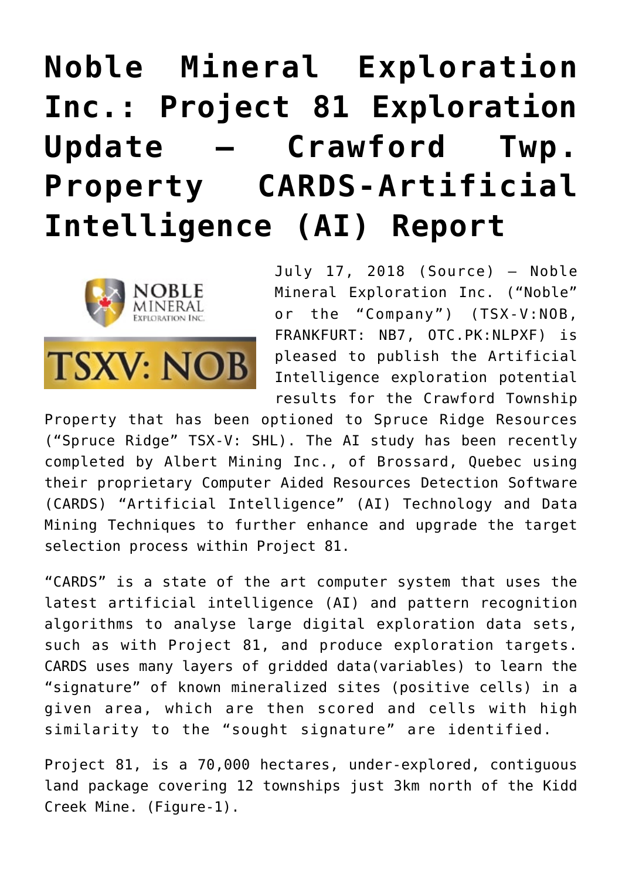# Noble Mineral Exploration Inc.: Project 81 Exploration Update – Crawford Twp. Property CARDS-Artificial Intelligence (AI) Report

July 17, 2018 (Source) — Noble Mineral Exploration Inc. ("Noble" or the "Company") (TSX-V:NOB, FRANKFURT: NB7, OTC.PK:NLPXF) is pleased to publish the Artificial Intelligence exploration potential results for the Crawford Township Property that has been optioned to Spruce Ridge Resources ("Spruce Ridge" TSX-V: SHL). The AI study has been recently completed by Albert Mining Inc., of Brossard, Quebec using their proprietary Computer Aided Resources Detection Software (CARDS) "Artificial Intelligence" (AI) Technology and Data Mining Techniques to further enhance and upgrade the target selection process within Project 81.

"CARDS" is a state of the art computer system that uses the latest artificial intelligence (AI) and pattern recognition algorithms to analyse large digital exploration data sets, such as with Project 81, and produce exploration targets. CARDS uses many layers of gridded data(variables) to learn the "signature" of known mineralized sites (positive cells) in a given area, which are then scored and cells with high similarity to the "sought signature" are identified.

Project 81, is a 70,000 hectares, under-explored, contiguous land package covering 12 townships just 3km north of the Kidd Creek Mine. (Figure-1).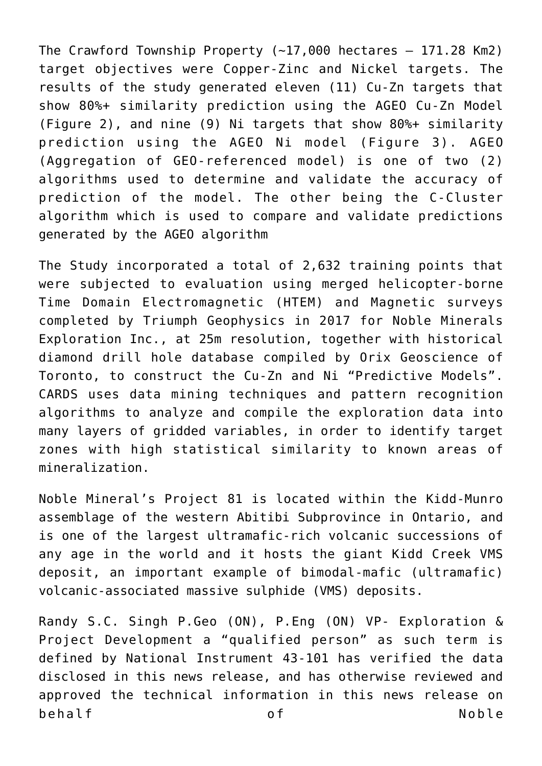The Crawford Township Property (~17,000 hectares – 171.28 Km2) target objectives were Copper-Zinc and Nickel targets. The results of the study generated eleven (11) Cu-Zn targets that show 80%+ similarity prediction using the AGEO Cu-Zn Model (Figure 2), and nine (9) Ni targets that show 80%+ similarity prediction using the AGEO Ni model (Figure 3). AGEO (Aggregation of GEO-referenced model) is one of two (2) algorithms used to determine and validate the accuracy of prediction of the model. The other being the C-Cluster algorithm which is used to compare and validate predictions generated by the AGEO algorithm

The Study incorporated a total of 2,632 training points that were subjected to evaluation using merged helicopter-borne Time Domain Electromagnetic (HTEM) and Magnetic surveys completed by Triumph Geophysics in 2017 for Noble Minerals Exploration Inc., at 25m resolution, together with historical diamond drill hole database compiled by Orix Geoscience of Toronto, to construct the Cu-Zn and Ni "Predictive Models". CARDS uses data mining techniques and pattern recognition algorithms to analyze and compile the exploration data into many layers of gridded variables, in order to identify target zones with high statistical similarity to known areas of mineralization.

Noble Mineral's Project 81 is located within the Kidd-Munro assemblage of the western Abitibi Subprovince in Ontario, and is one of the largest ultramafic-rich volcanic successions of any age in the world and it hosts the giant Kidd Creek VMS deposit, an important example of bimodal-mafic (ultramafic) volcanic-associated massive sulphide (VMS) deposits.

Randy S.C. Singh P.Geo (ON), P.Eng (ON) VP- Exploration & Project Development a "qualified person" as such term is defined by National Instrument 43-101 has verified the data disclosed in this news release, and has otherwise reviewed and approved the technical information in this news release on behalf of Noble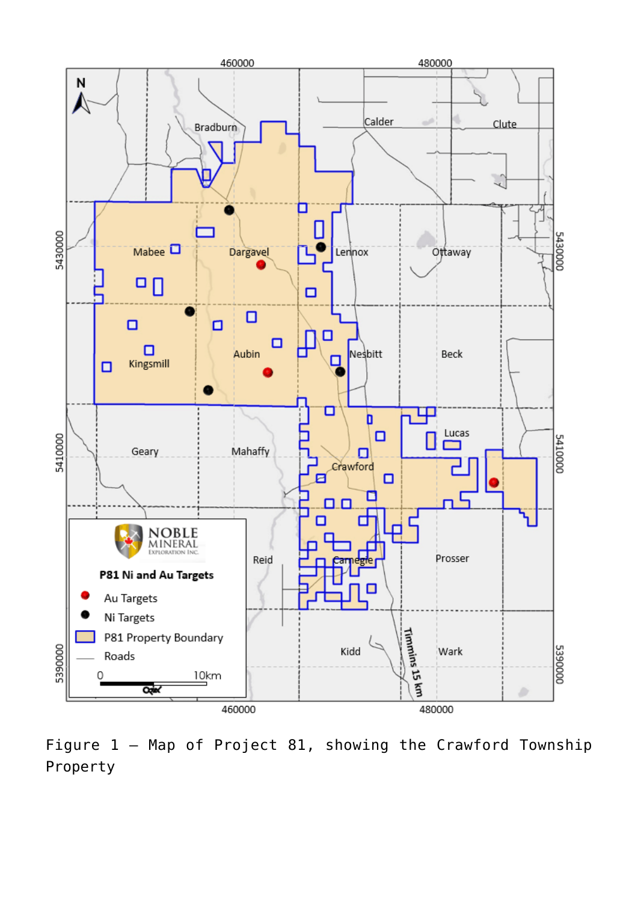Figure 1 – Map of Project 81, showing the Crawford Township Property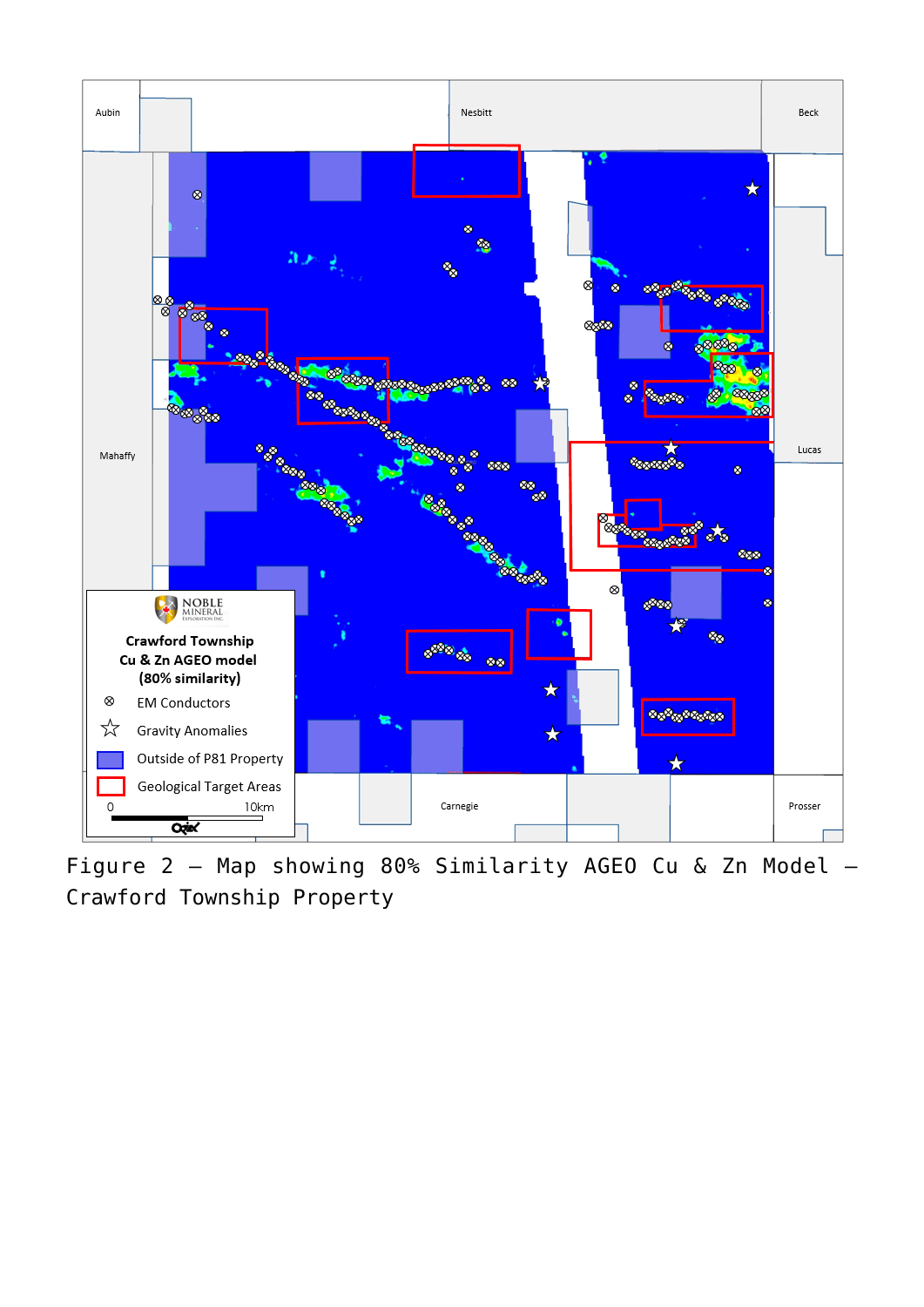Figure 2 – Map showing 80% Similarity AGEO Cu & Zn Model – Crawford Township Property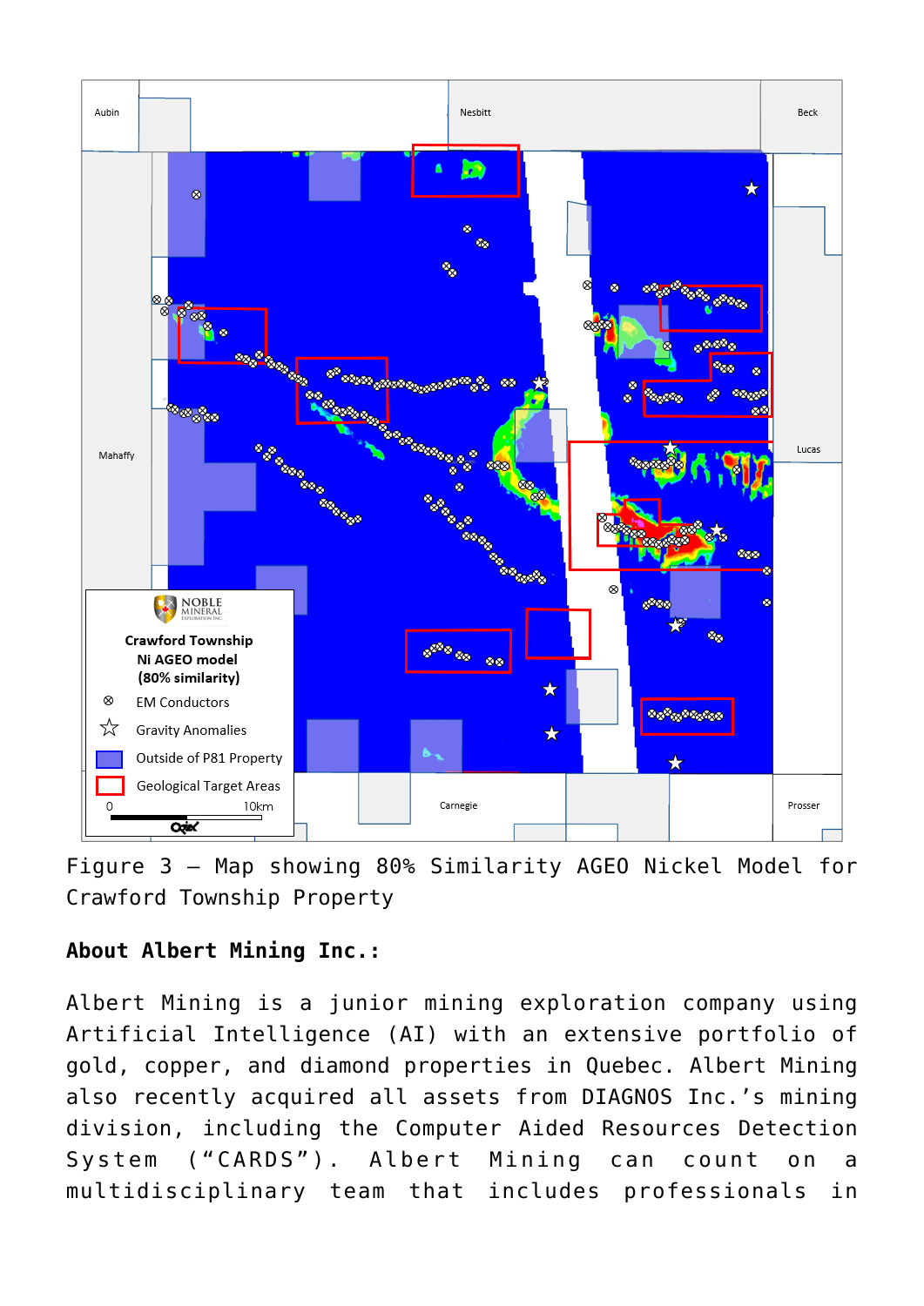Figure 3 – Map showing 80% Similarity AGEO Nickel Model for Crawford Township Property

**About Albert Mining Inc.:**

Albert Mining is a junior mining exploration company using Artificial Intelligence (AI) with an extensive portfolio of gold, copper, and diamond properties in Quebec. Albert Mining also recently acquired all assets from DIAGNOS Inc.'s mining division, including the Computer Aided Resources Detection System ("CARDS"). Albert Mining can count on a multidisciplinary team that includes professionals in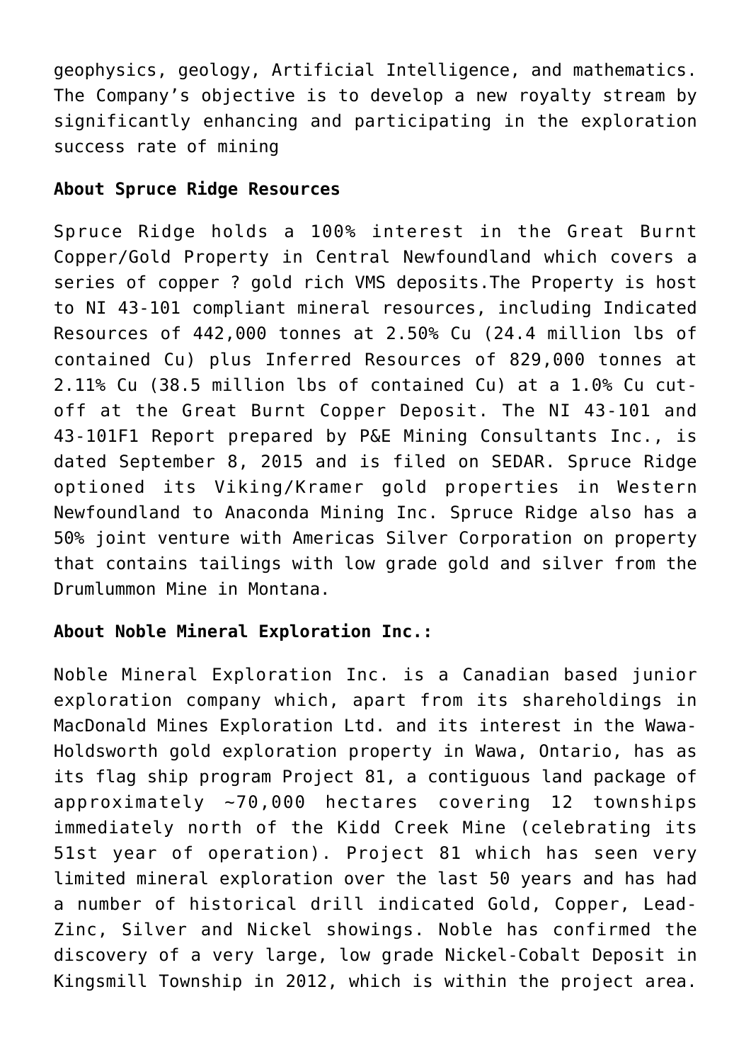geophysics, geology, Artificial Intelligence, and mathematics. The Company's objective is to develop a new royalty stream by significantly enhancing and participating in the exploration success rate of mining

**About Spruce Ridge Resources**

Spruce Ridge holds a 100% interest in the Great Burnt Copper/Gold Property in Central Newfoundland which covers a series of copper ? gold rich VMS deposits.The Property is host to NI 43-101 compliant mineral resources, including Indicated Resources of 442,000 tonnes at 2.50% Cu (24.4 million lbs of contained Cu) plus Inferred Resources of 829,000 tonnes at 2.11% Cu (38.5 million lbs of contained Cu) at a 1.0% Cu cut-off at the Great Burnt Copper Deposit. The NI 43-101 and 43-101F1 Report prepared by P&E Mining Consultants Inc., is dated September 8, 2015 and is filed on SEDAR. Spruce Ridge optioned its Viking/Kramer gold properties in Western Newfoundland to Anaconda Mining Inc. Spruce Ridge also has a 50% joint venture with Americas Silver Corporation on property that contains tailings with low grade gold and silver from the Drumlummon Mine in Montana.

**About Noble Mineral Exploration Inc.:**

Noble Mineral Exploration Inc. is a Canadian based junior exploration company which, apart from its shareholdings in MacDonald Mines Exploration Ltd. and its interest in the Wawa-Holdsworth gold exploration property in Wawa, Ontario, has as its flag ship program Project 81, a contiguous land package of approximately ~70,000 hectares covering 12 townships immediately north of the Kidd Creek Mine (celebrating its 51st year of operation). Project 81 which has seen very limited mineral exploration over the last 50 years and has had a number of historical drill indicated Gold, Copper, Lead-Zinc, Silver and Nickel showings. Noble has confirmed the discovery of a very large, low grade Nickel-Cobalt Deposit in Kingsmill Township in 2012, which is within the project area.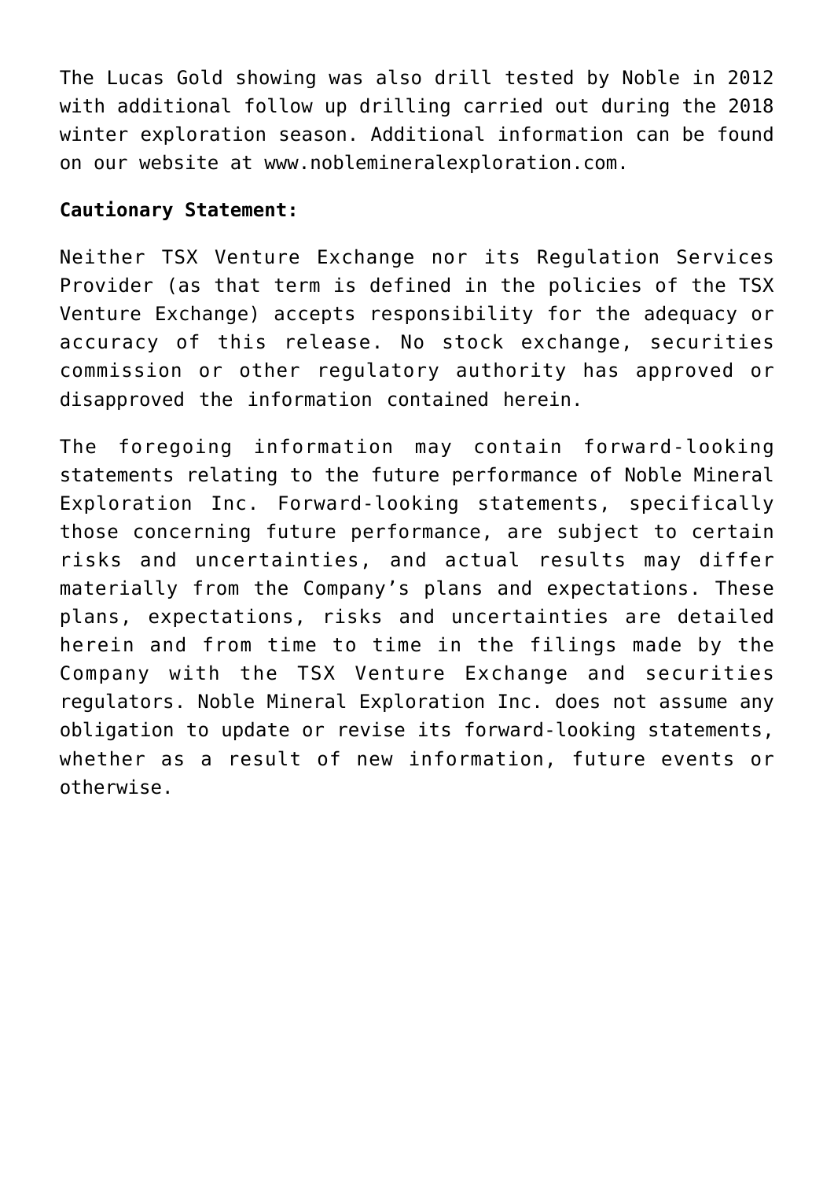The Lucas Gold showing was also drill tested by Noble in 2012 with additional follow up drilling carried out during the 2018 winter exploration season. Additional information can be found on our website at www.noblemineralexploration.com.

**Cautionary Statement:**

Neither TSX Venture Exchange nor its Regulation Services Provider (as that term is defined in the policies of the TSX Venture Exchange) accepts responsibility for the adequacy or accuracy of this release. No stock exchange, securities commission or other regulatory authority has approved or disapproved the information contained herein.

The foregoing information may contain forward-looking statements relating to the future performance of Noble Mineral Exploration Inc. Forward-looking statements, specifically those concerning future performance, are subject to certain risks and uncertainties, and actual results may differ materially from the Company's plans and expectations. These plans, expectations, risks and uncertainties are detailed herein and from time to time in the filings made by the Company with the TSX Venture Exchange and securities regulators. Noble Mineral Exploration Inc. does not assume any obligation to update or revise its forward-looking statements, whether as a result of new information, future events or otherwise.